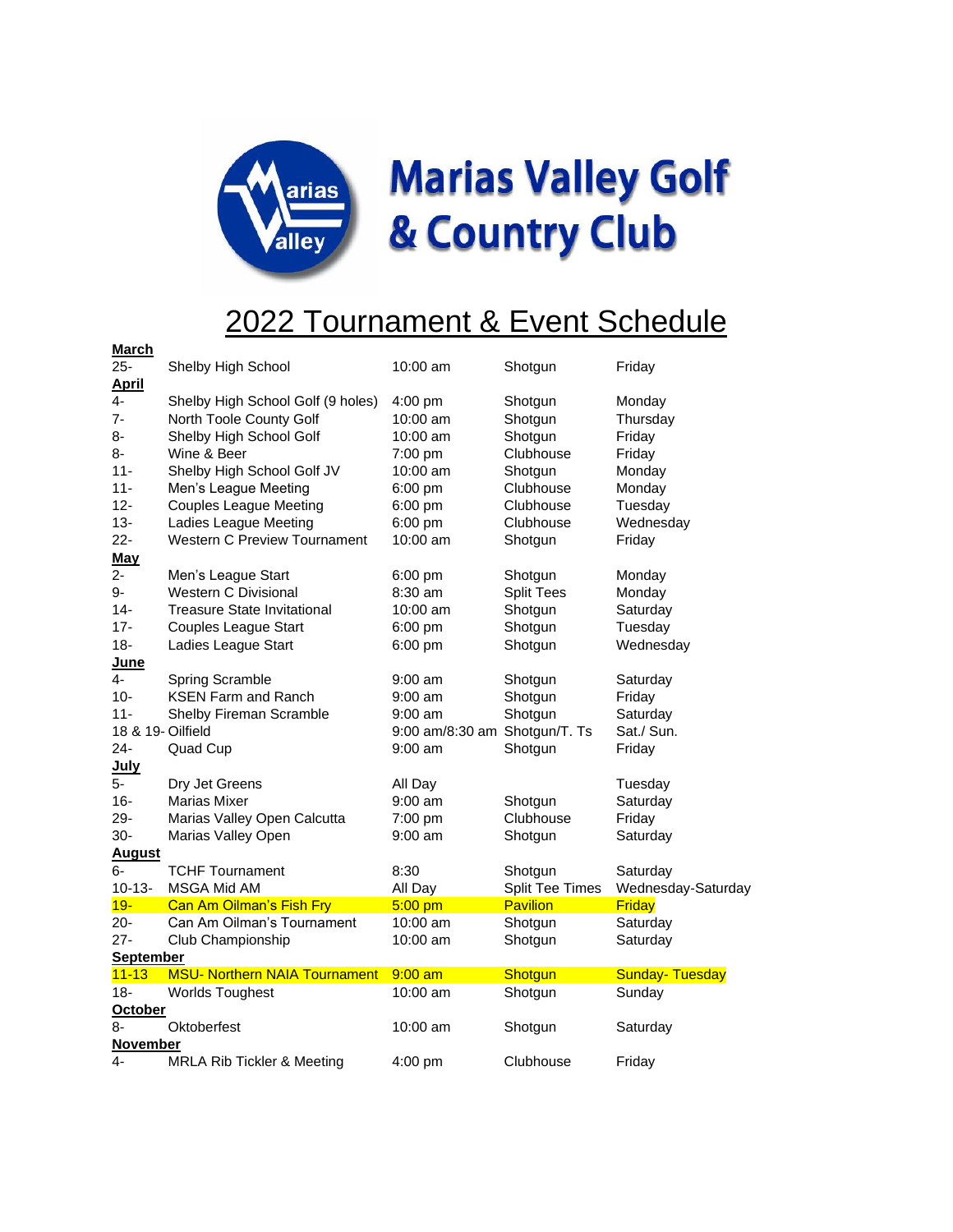# Marias Valley Golf & Country Club

## 2022 Tournament & Event Schedule

| | | | | |
|---|---|---|---|---|
| **March** | | | | |
| 25- | Shelby High School | 10:00 am | Shotgun | Friday |
| **April** | | | | |
| 4- | Shelby High School Golf (9 holes) | 4:00 pm | Shotgun | Monday |
| 7- | North Toole County Golf | 10:00 am | Shotgun | Thursday |
| 8- | Shelby High School Golf | 10:00 am | Shotgun | Friday |
| 8- | Wine & Beer | 7:00 pm | Clubhouse | Friday |
| 11- | Shelby High School Golf JV | 10:00 am | Shotgun | Monday |
| 11- | Men's League Meeting | 6:00 pm | Clubhouse | Monday |
| 12- | Couples League Meeting | 6:00 pm | Clubhouse | Tuesday |
| 13- | Ladies League Meeting | 6:00 pm | Clubhouse | Wednesday |
| 22- | Western C Preview Tournament | 10:00 am | Shotgun | Friday |
| **May** | | | | |
| 2- | Men's League Start | 6:00 pm | Shotgun | Monday |
| 9- | Western C Divisional | 8:30 am | Split Tees | Monday |
| 14- | Treasure State Invitational | 10:00 am | Shotgun | Saturday |
| 17- | Couples League Start | 6:00 pm | Shotgun | Tuesday |
| 18- | Ladies League Start | 6:00 pm | Shotgun | Wednesday |
| **June** | | | | |
| 4- | Spring Scramble | 9:00 am | Shotgun | Saturday |
| 10- | KSEN Farm and Ranch | 9:00 am | Shotgun | Friday |
| 11- | Shelby Fireman Scramble | 9:00 am | Shotgun | Saturday |
| 18 & 19- | Oilfield | 9:00 am/8:30 am | Shotgun/T. Ts | Sat./ Sun. |
| 24- | Quad Cup | 9:00 am | Shotgun | Friday |
| **July** | | | | |
| 5- | Dry Jet Greens | All Day | | Tuesday |
| 16- | Marias Mixer | 9:00 am | Shotgun | Saturday |
| 29- | Marias Valley Open Calcutta | 7:00 pm | Clubhouse | Friday |
| 30- | Marias Valley Open | 9:00 am | Shotgun | Saturday |
| **August** | | | | |
| 6- | TCHF Tournament | 8:30 | Shotgun | Saturday |
| 10-13- | MSGA Mid AM | All Day | Split Tee Times | Wednesday-Saturday |
| 19- | Can Am Oilman's Fish Fry | 5:00 pm | Pavilion | Friday |
| 20- | Can Am Oilman's Tournament | 10:00 am | Shotgun | Saturday |
| 27- | Club Championship | 10:00 am | Shotgun | Saturday |
| **September** | | | | |
| 11-13 | MSU- Northern NAIA Tournament | 9:00 am | Shotgun | Sunday- Tuesday |
| 18- | Worlds Toughest | 10:00 am | Shotgun | Sunday |
| **October** | | | | |
| 8- | Oktoberfest | 10:00 am | Shotgun | Saturday |
| **November** | | | | |
| 4- | MRLA Rib Tickler & Meeting | 4:00 pm | Clubhouse | Friday |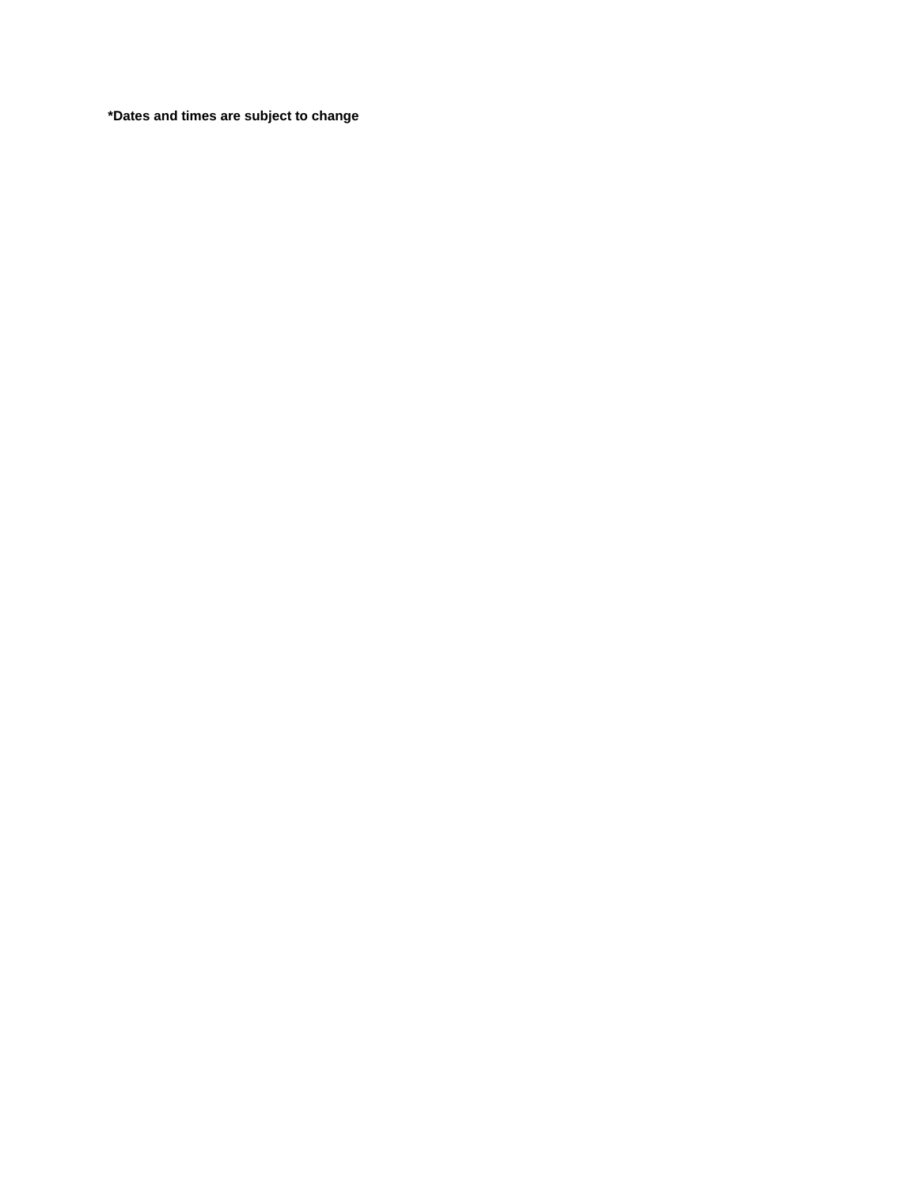**\*Dates and times are subject to change**

***Dates and times are subject to change**